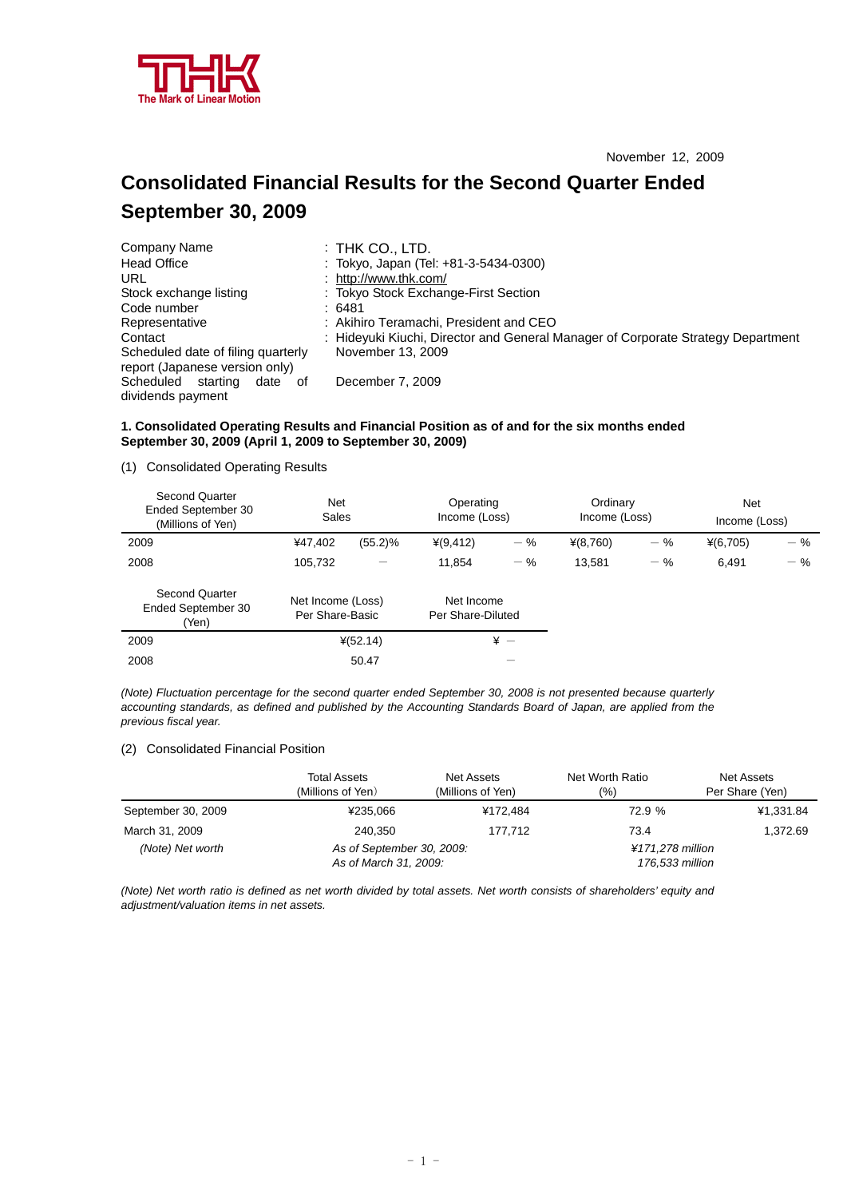THK

The Mark of Linear Motion

November 12, 2009

# Consolidated Financial Results for the Second Quarter Ended September 30, 2009

| | |
|---|---|
| Company Name | : THK CO., LTD. |
| Head Office | : Tokyo, Japan (Tel: +81-3-5434-0300) |
| URL | : http://www.thk.com/ |
| Stock exchange listing | : Tokyo Stock Exchange-First Section |
| Code number | : 6481 |
| Representative | : Akihiro Teramachi, President and CEO |
| Contact | : Hideyuki Kiuchi, Director and General Manager of Corporate Strategy Department |
| Scheduled date of filing quarterly report (Japanese version only) | November 13, 2009 |
| Scheduled starting date of dividends payment | December 7, 2009 |

**1. Consolidated Operating Results and Financial Position as of and for the six months ended September 30, 2009 (April 1, 2009 to September 30, 2009)**

(1) Consolidated Operating Results

| Second Quarter Ended September 30 (Millions of Yen) | Net Sales | | Operating Income (Loss) | | Ordinary Income (Loss) | | Net Income (Loss) | |
|---|---|---|---|---|---|---|---|---|
| 2009 | ¥47,402 | (55.2)% | ¥(9,412) | − % | ¥(8,760) | − % | ¥(6,705) | − % |
| 2008 | 105,732 | − | 11,854 | − % | 13,581 | − % | 6,491 | − % |

| Second Quarter Ended September 30 (Yen) | Net Income (Loss) Per Share-Basic | Net Income Per Share-Diluted |
|---|---|---|
| 2009 | ¥(52.14) | ¥ − |
| 2008 | 50.47 | − |

*(Note) Fluctuation percentage for the second quarter ended September 30, 2008 is not presented because quarterly accounting standards, as defined and published by the Accounting Standards Board of Japan, are applied from the previous fiscal year.*

(2) Consolidated Financial Position

| | Total Assets (Millions of Yen) | Net Assets (Millions of Yen) | Net Worth Ratio (%) | Net Assets Per Share (Yen) |
|---|---|---|---|---|
| September 30, 2009 | ¥235,066 | ¥172,484 | 72.9 % | ¥1,331.84 |
| March 31, 2009 | 240,350 | 177,712 | 73.4 | 1,372.69 |
| *(Note) Net worth* | *As of September 30, 2009:* | | *¥171,278 million* | |
| | *As of March 31, 2009:* | | *176,533 million* | |

*(Note) Net worth ratio is defined as net worth divided by total assets. Net worth consists of shareholders' equity and adjustment/valuation items in net assets.*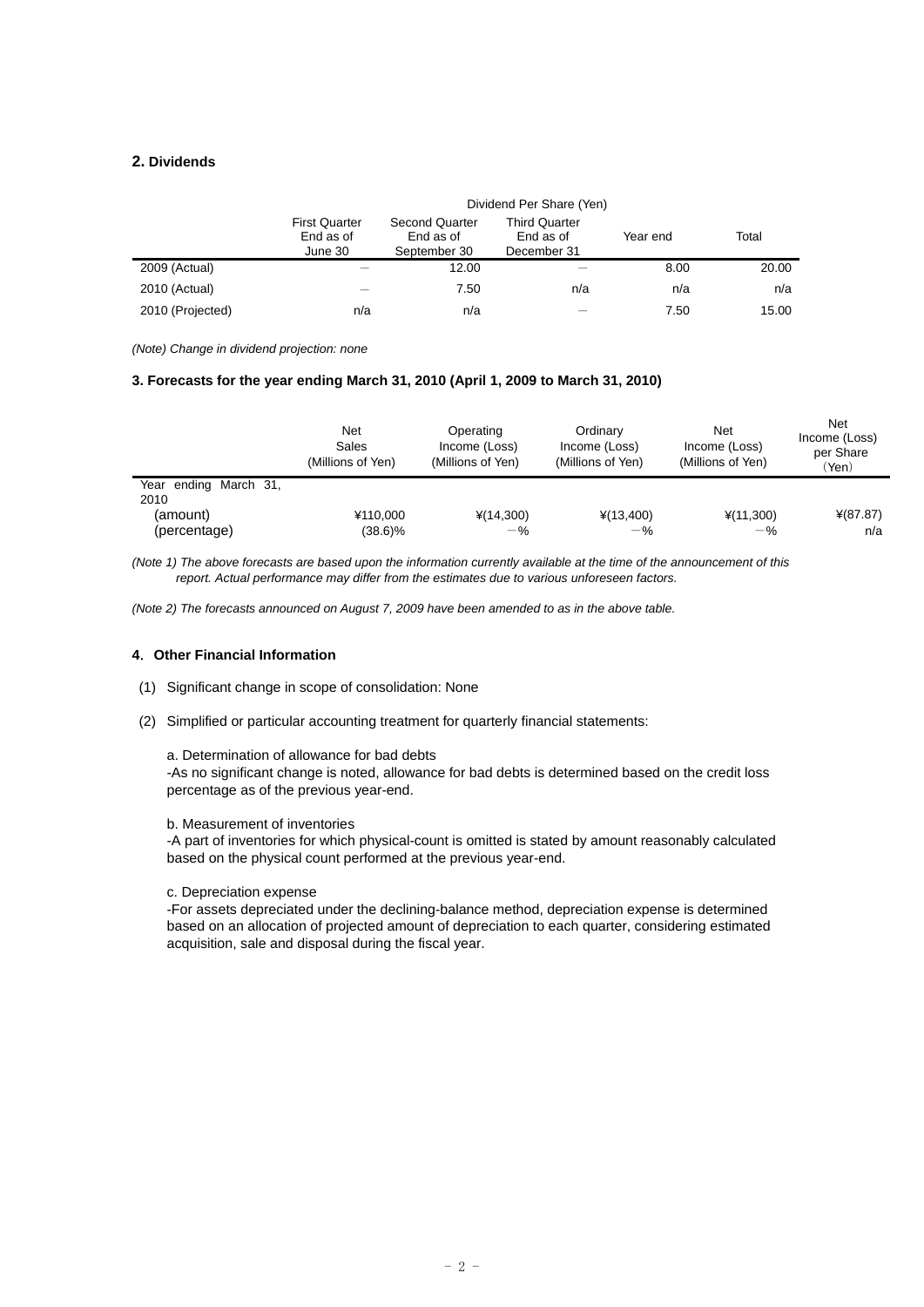## 2. Dividends

| | Dividend Per Share (Yen) | | | | |
|---|---|---|---|---|---|
| | First Quarter End as of June 30 | Second Quarter End as of September 30 | Third Quarter End as of December 31 | Year end | Total |
| 2009 (Actual) | ― | 12.00 | ― | 8.00 | 20.00 |
| 2010 (Actual) | ― | 7.50 | n/a | n/a | n/a |
| 2010 (Projected) | n/a | n/a | ― | 7.50 | 15.00 |

*(Note) Change in dividend projection: none*

### 3. Forecasts for the year ending March 31, 2010 (April 1, 2009 to March 31, 2010)

| | Net Sales (Millions of Yen) | Operating Income (Loss) (Millions of Yen) | Ordinary Income (Loss) (Millions of Yen) | Net Income (Loss) (Millions of Yen) | Net Income (Loss) per Share (Yen) |
|---|---|---|---|---|---|
| Year ending March 31, 2010 | | | | | |
| (amount) | ¥110,000 | ¥(14,300) | ¥(13,400) | ¥(11,300) | ¥(87.87) |
| (percentage) | (38.6)% | −% | −% | −% | n/a |

*(Note 1) The above forecasts are based upon the information currently available at the time of the announcement of this report. Actual performance may differ from the estimates due to various unforeseen factors.*

*(Note 2) The forecasts announced on August 7, 2009 have been amended to as in the above table.*

### 4. Other Financial Information

(1) Significant change in scope of consolidation: None

(2) Simplified or particular accounting treatment for quarterly financial statements:

a. Determination of allowance for bad debts
-As no significant change is noted, allowance for bad debts is determined based on the credit loss percentage as of the previous year-end.

b. Measurement of inventories
-A part of inventories for which physical-count is omitted is stated by amount reasonably calculated based on the physical count performed at the previous year-end.

c. Depreciation expense
-For assets depreciated under the declining-balance method, depreciation expense is determined based on an allocation of projected amount of depreciation to each quarter, considering estimated acquisition, sale and disposal during the fiscal year.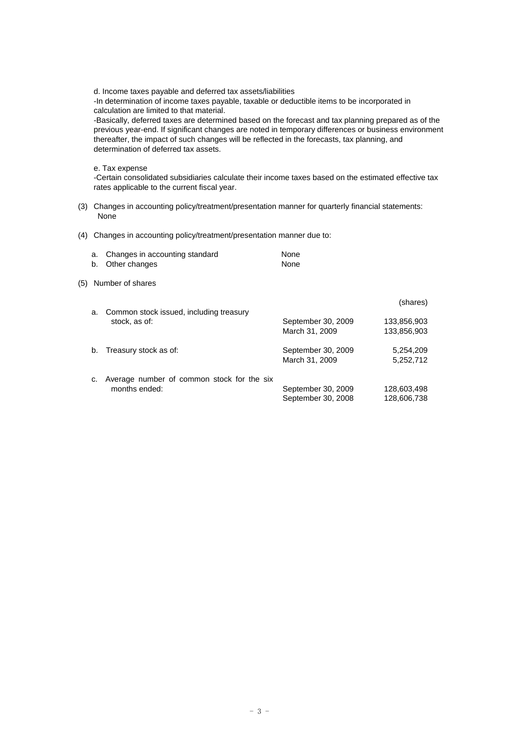d. Income taxes payable and deferred tax assets/liabilities

-In determination of income taxes payable, taxable or deductible items to be incorporated in calculation are limited to that material.

-Basically, deferred taxes are determined based on the forecast and tax planning prepared as of the previous year-end. If significant changes are noted in temporary differences or business environment thereafter, the impact of such changes will be reflected in the forecasts, tax planning, and determination of deferred tax assets.

e. Tax expense

-Certain consolidated subsidiaries calculate their income taxes based on the estimated effective tax rates applicable to the current fiscal year.

(3) Changes in accounting policy/treatment/presentation manner for quarterly financial statements: None

(4) Changes in accounting policy/treatment/presentation manner due to:

| | |
|---|---|
| a. Changes in accounting standard | None |
| b. Other changes | None |

(5) Number of shares

| | | (shares) |
|---|---|---|
| a. Common stock issued, including treasury stock, as of: | September 30, 2009 | 133,856,903 |
| | March 31, 2009 | 133,856,903 |
| b. Treasury stock as of: | September 30, 2009 | 5,254,209 |
| | March 31, 2009 | 5,252,712 |
| c. Average number of common stock for the six months ended: | September 30, 2009 | 128,603,498 |
| | September 30, 2008 | 128,606,738 |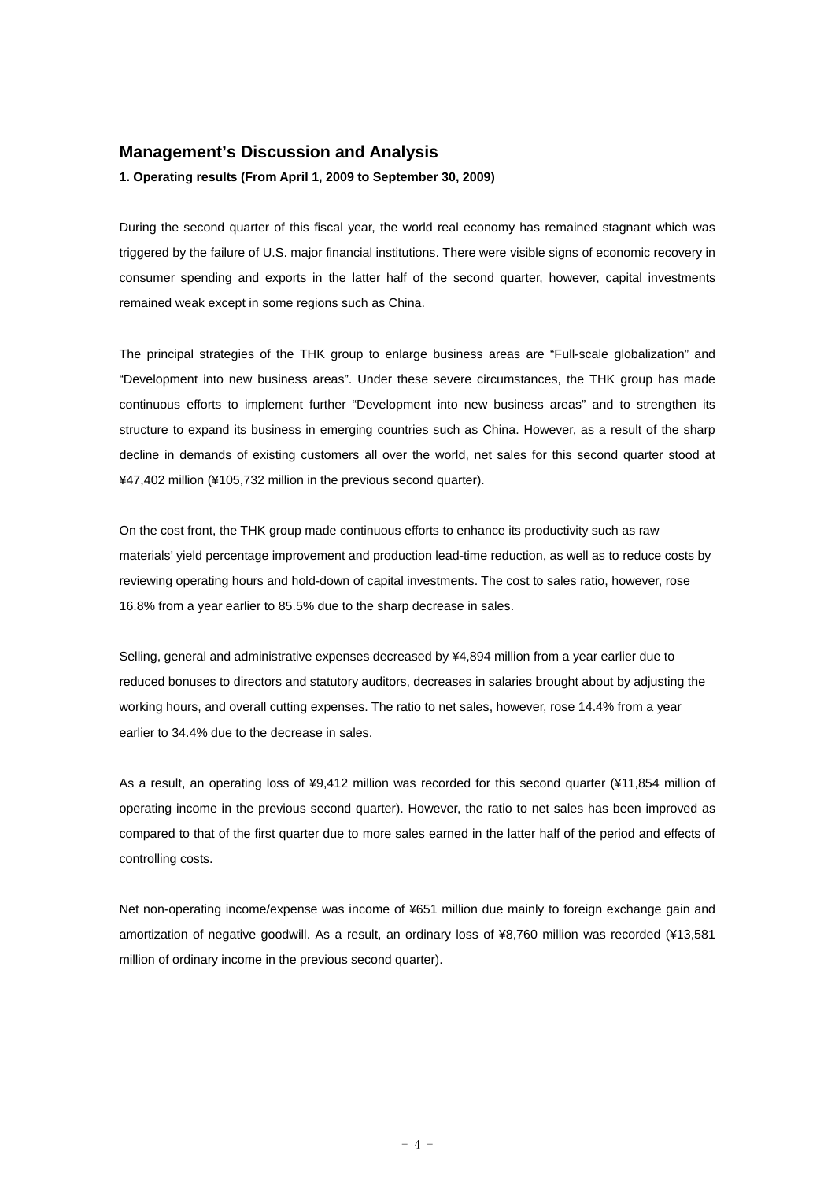## Management’s Discussion and Analysis

**1. Operating results (From April 1, 2009 to September 30, 2009)**

During the second quarter of this fiscal year, the world real economy has remained stagnant which was triggered by the failure of U.S. major financial institutions. There were visible signs of economic recovery in consumer spending and exports in the latter half of the second quarter, however, capital investments remained weak except in some regions such as China.

The principal strategies of the THK group to enlarge business areas are “Full-scale globalization” and “Development into new business areas”. Under these severe circumstances, the THK group has made continuous efforts to implement further “Development into new business areas” and to strengthen its structure to expand its business in emerging countries such as China. However, as a result of the sharp decline in demands of existing customers all over the world, net sales for this second quarter stood at ¥47,402 million (¥105,732 million in the previous second quarter).

On the cost front, the THK group made continuous efforts to enhance its productivity such as raw materials’ yield percentage improvement and production lead-time reduction, as well as to reduce costs by reviewing operating hours and hold-down of capital investments. The cost to sales ratio, however, rose 16.8% from a year earlier to 85.5% due to the sharp decrease in sales.

Selling, general and administrative expenses decreased by ¥4,894 million from a year earlier due to reduced bonuses to directors and statutory auditors, decreases in salaries brought about by adjusting the working hours, and overall cutting expenses. The ratio to net sales, however, rose 14.4% from a year earlier to 34.4% due to the decrease in sales.

As a result, an operating loss of ¥9,412 million was recorded for this second quarter (¥11,854 million of operating income in the previous second quarter). However, the ratio to net sales has been improved as compared to that of the first quarter due to more sales earned in the latter half of the period and effects of controlling costs.

Net non-operating income/expense was income of ¥651 million due mainly to foreign exchange gain and amortization of negative goodwill. As a result, an ordinary loss of ¥8,760 million was recorded (¥13,581 million of ordinary income in the previous second quarter).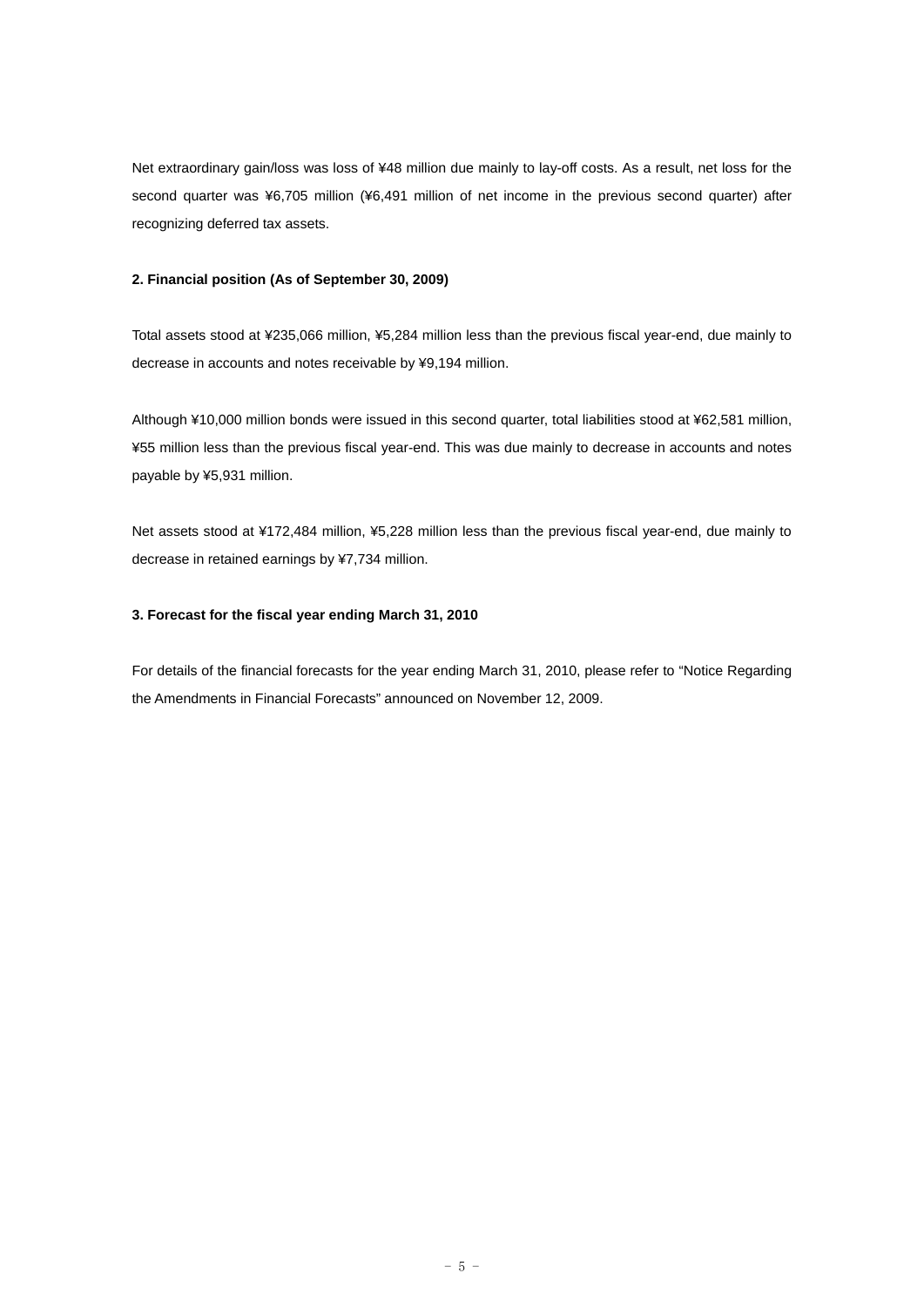Net extraordinary gain/loss was loss of ¥48 million due mainly to lay-off costs. As a result, net loss for the second quarter was ¥6,705 million (¥6,491 million of net income in the previous second quarter) after recognizing deferred tax assets.

**2. Financial position (As of September 30, 2009)**

Total assets stood at ¥235,066 million, ¥5,284 million less than the previous fiscal year-end, due mainly to decrease in accounts and notes receivable by ¥9,194 million.

Although ¥10,000 million bonds were issued in this second quarter, total liabilities stood at ¥62,581 million, ¥55 million less than the previous fiscal year-end. This was due mainly to decrease in accounts and notes payable by ¥5,931 million.

Net assets stood at ¥172,484 million, ¥5,228 million less than the previous fiscal year-end, due mainly to decrease in retained earnings by ¥7,734 million.

**3. Forecast for the fiscal year ending March 31, 2010**

For details of the financial forecasts for the year ending March 31, 2010, please refer to "Notice Regarding the Amendments in Financial Forecasts" announced on November 12, 2009.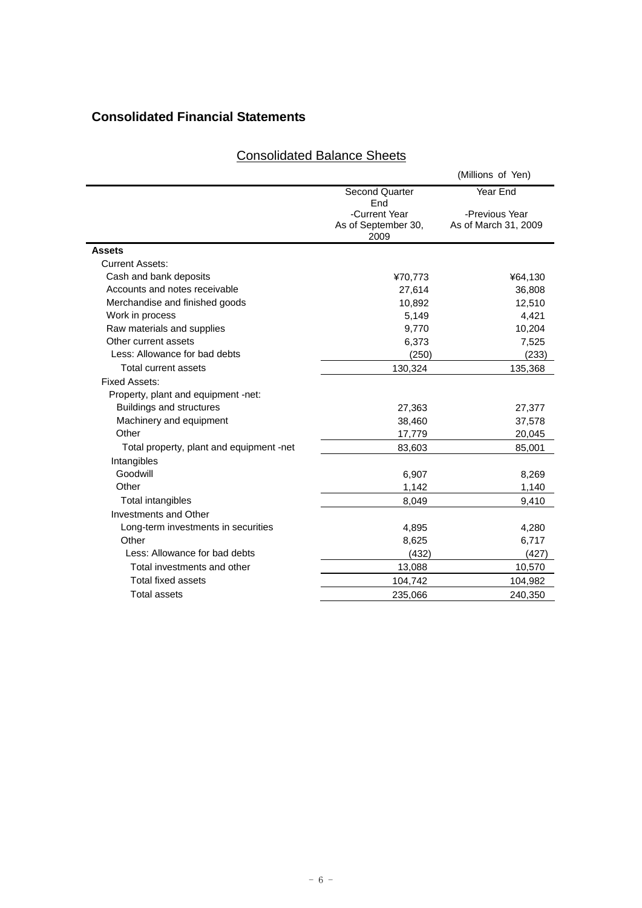## Consolidated Financial Statements

### Consolidated Balance Sheets

(Millions of Yen)

| | Second Quarter End -Current Year As of September 30, 2009 | Year End -Previous Year As of March 31, 2009 |
|---|---|---|
| **Assets** | | |
| Current Assets: | | |
| Cash and bank deposits | ¥70,773 | ¥64,130 |
| Accounts and notes receivable | 27,614 | 36,808 |
| Merchandise and finished goods | 10,892 | 12,510 |
| Work in process | 5,149 | 4,421 |
| Raw materials and supplies | 9,770 | 10,204 |
| Other current assets | 6,373 | 7,525 |
| Less: Allowance for bad debts | (250) | (233) |
| Total current assets | 130,324 | 135,368 |
| Fixed Assets: | | |
| Property, plant and equipment -net: | | |
| Buildings and structures | 27,363 | 27,377 |
| Machinery and equipment | 38,460 | 37,578 |
| Other | 17,779 | 20,045 |
| Total property, plant and equipment -net | 83,603 | 85,001 |
| Intangibles | | |
| Goodwill | 6,907 | 8,269 |
| Other | 1,142 | 1,140 |
| Total intangibles | 8,049 | 9,410 |
| Investments and Other | | |
| Long-term investments in securities | 4,895 | 4,280 |
| Other | 8,625 | 6,717 |
| Less: Allowance for bad debts | (432) | (427) |
| Total investments and other | 13,088 | 10,570 |
| Total fixed assets | 104,742 | 104,982 |
| Total assets | 235,066 | 240,350 |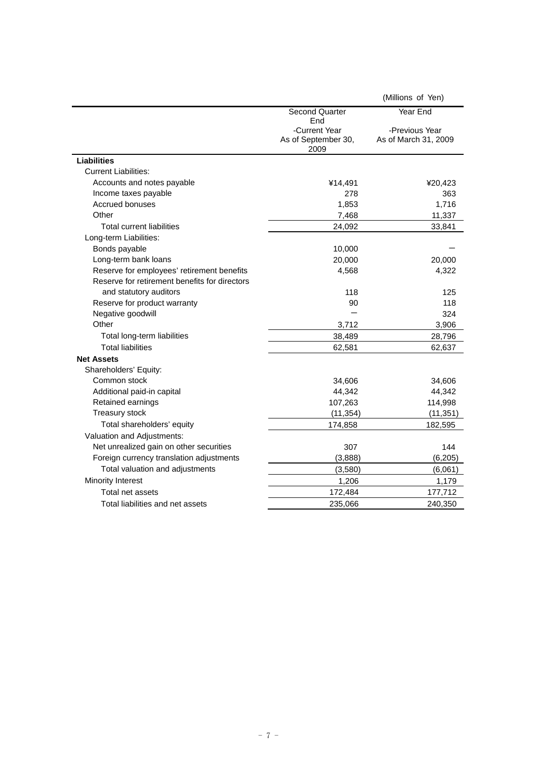(Millions of Yen)

| | Second Quarter End -Current Year As of September 30, 2009 | Year End -Previous Year As of March 31, 2009 |
|---|---|---|
| **Liabilities** | | |
| Current Liabilities: | | |
| Accounts and notes payable | ¥14,491 | ¥20,423 |
| Income taxes payable | 278 | 363 |
| Accrued bonuses | 1,853 | 1,716 |
| Other | 7,468 | 11,337 |
| Total current liabilities | 24,092 | 33,841 |
| Long-term Liabilities: | | |
| Bonds payable | 10,000 | － |
| Long-term bank loans | 20,000 | 20,000 |
| Reserve for employees' retirement benefits | 4,568 | 4,322 |
| Reserve for retirement benefits for directors and statutory auditors | 118 | 125 |
| Reserve for product warranty | 90 | 118 |
| Negative goodwill | － | 324 |
| Other | 3,712 | 3,906 |
| Total long-term liabilities | 38,489 | 28,796 |
| Total liabilities | 62,581 | 62,637 |
| **Net Assets** | | |
| Shareholders' Equity: | | |
| Common stock | 34,606 | 34,606 |
| Additional paid-in capital | 44,342 | 44,342 |
| Retained earnings | 107,263 | 114,998 |
| Treasury stock | (11,354) | (11,351) |
| Total shareholders' equity | 174,858 | 182,595 |
| Valuation and Adjustments: | | |
| Net unrealized gain on other securities | 307 | 144 |
| Foreign currency translation adjustments | (3,888) | (6,205) |
| Total valuation and adjustments | (3,580) | (6,061) |
| Minority Interest | 1,206 | 1,179 |
| Total net assets | 172,484 | 177,712 |
| Total liabilities and net assets | 235,066 | 240,350 |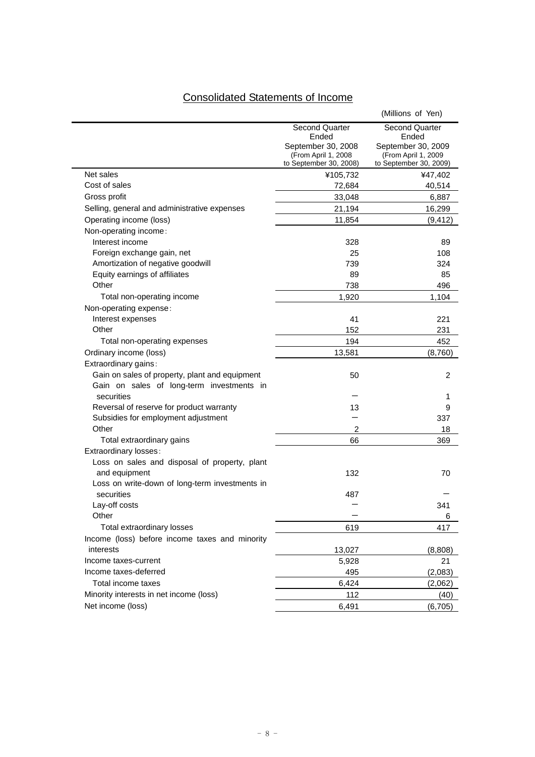## Consolidated Statements of Income

(Millions of Yen)

| | Second Quarter Ended September 30, 2008 (From April 1, 2008 to September 30, 2008) | Second Quarter Ended September 30, 2009 (From April 1, 2009 to September 30, 2009) |
|---|---|---|
| Net sales | ¥105,732 | ¥47,402 |
| Cost of sales | 72,684 | 40,514 |
| Gross profit | 33,048 | 6,887 |
| Selling, general and administrative expenses | 21,194 | 16,299 |
| Operating income (loss) | 11,854 | (9,412) |
| Non-operating income: | | |
| Interest income | 328 | 89 |
| Foreign exchange gain, net | 25 | 108 |
| Amortization of negative goodwill | 739 | 324 |
| Equity earnings of affiliates | 89 | 85 |
| Other | 738 | 496 |
| Total non-operating income | 1,920 | 1,104 |
| Non-operating expense: | | |
| Interest expenses | 41 | 221 |
| Other | 152 | 231 |
| Total non-operating expenses | 194 | 452 |
| Ordinary income (loss) | 13,581 | (8,760) |
| Extraordinary gains: | | |
| Gain on sales of property, plant and equipment | 50 | 2 |
| Gain on sales of long-term investments in securities | － | 1 |
| Reversal of reserve for product warranty | 13 | 9 |
| Subsidies for employment adjustment | － | 337 |
| Other | 2 | 18 |
| Total extraordinary gains | 66 | 369 |
| Extraordinary losses: | | |
| Loss on sales and disposal of property, plant and equipment | 132 | 70 |
| Loss on write-down of long-term investments in securities | 487 | － |
| Lay-off costs | － | 341 |
| Other | － | 6 |
| Total extraordinary losses | 619 | 417 |
| Income (loss) before income taxes and minority interests | 13,027 | (8,808) |
| Income taxes-current | 5,928 | 21 |
| Income taxes-deferred | 495 | (2,083) |
| Total income taxes | 6,424 | (2,062) |
| Minority interests in net income (loss) | 112 | (40) |
| Net income (loss) | 6,491 | (6,705) |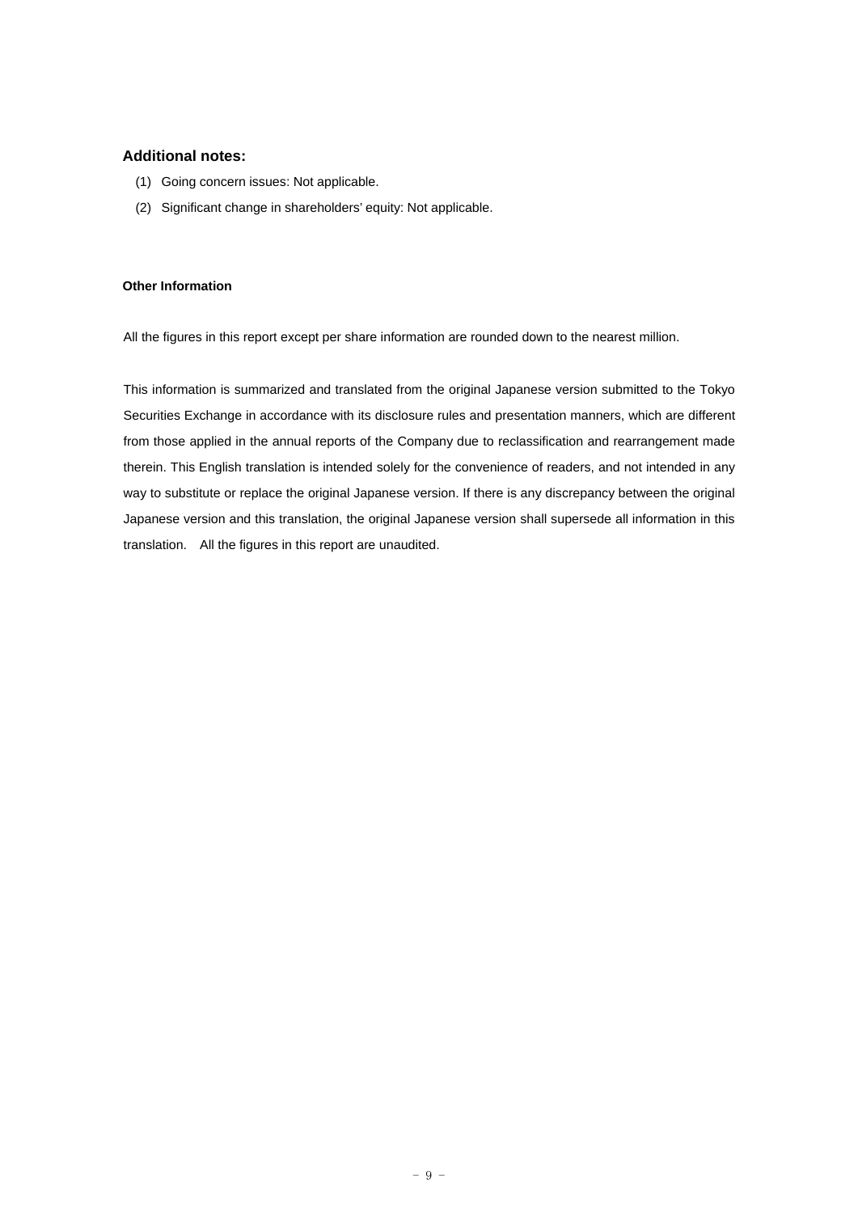## Additional notes:

(1) Going concern issues: Not applicable.

(2) Significant change in shareholders' equity: Not applicable.

#### Other Information

All the figures in this report except per share information are rounded down to the nearest million.

This information is summarized and translated from the original Japanese version submitted to the Tokyo Securities Exchange in accordance with its disclosure rules and presentation manners, which are different from those applied in the annual reports of the Company due to reclassification and rearrangement made therein. This English translation is intended solely for the convenience of readers, and not intended in any way to substitute or replace the original Japanese version. If there is any discrepancy between the original Japanese version and this translation, the original Japanese version shall supersede all information in this translation.　All the figures in this report are unaudited.